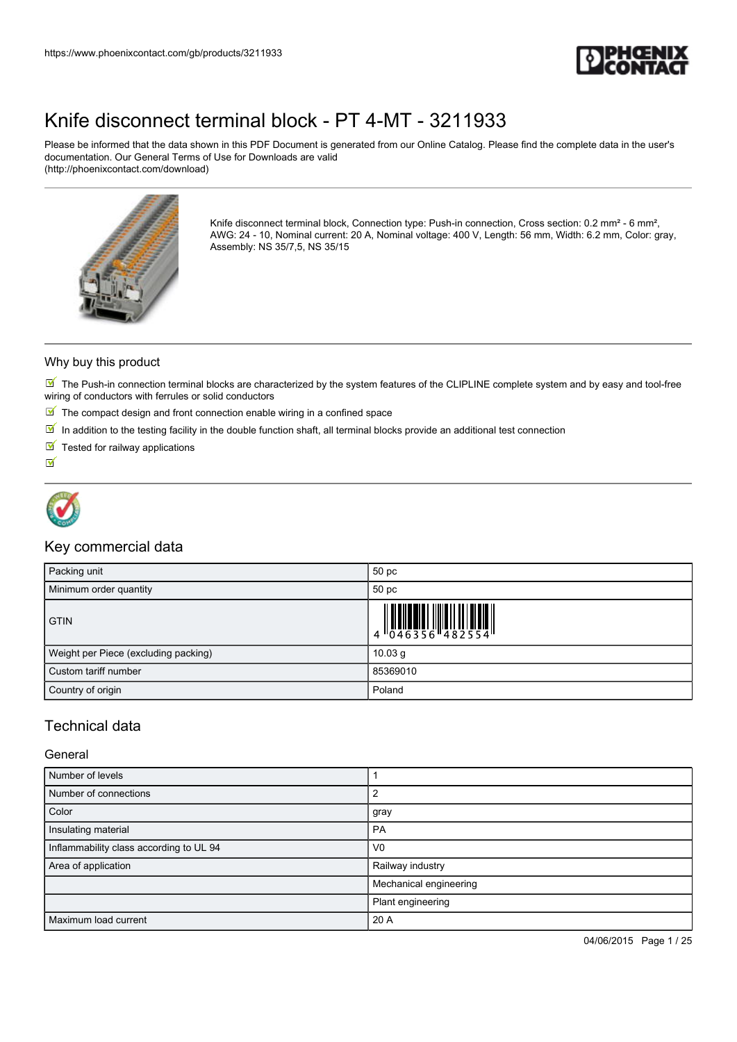# Knife disconnect terminal block - PT 4-MT - 3211933

Please be informed that the data shown in this PDF Document is generated from our Online Catalog. Please find the complete data in the user's documentation. Our General Terms of Use for Downloads are valid (http://phoenixcontact.com/download)

Knife disconnect terminal block, Connection type: Push-in connection, Cross section: 0.2 mm² - 6 mm², AWG: 24 - 10, Nominal current: 20 A, Nominal voltage: 400 V, Length: 56 mm, Width: 6.2 mm, Color: gray, Assembly: NS 35/7,5, NS 35/15

## Why buy this product

- The Push-in connection terminal blocks are characterized by the system features of the CLIPLINE complete system and by easy and tool-free wiring of conductors with ferrules or solid conductors
- The compact design and front connection enable wiring in a confined space
- In addition to the testing facility in the double function shaft, all terminal blocks provide an additional test connection
- Tested for railway applications

## Key commercial data

| | |
|---|---|
| Packing unit | 50 pc |
| Minimum order quantity | 50 pc |
| GTIN | 4 046356 482554 |
| Weight per Piece (excluding packing) | 10.03 g |
| Custom tariff number | 85369010 |
| Country of origin | Poland |

## Technical data

### General

| | |
|---|---|
| Number of levels | 1 |
| Number of connections | 2 |
| Color | gray |
| Insulating material | PA |
| Inflammability class according to UL 94 | V0 |
| Area of application | Railway industry |
| | Mechanical engineering |
| | Plant engineering |
| Maximum load current | 20 A |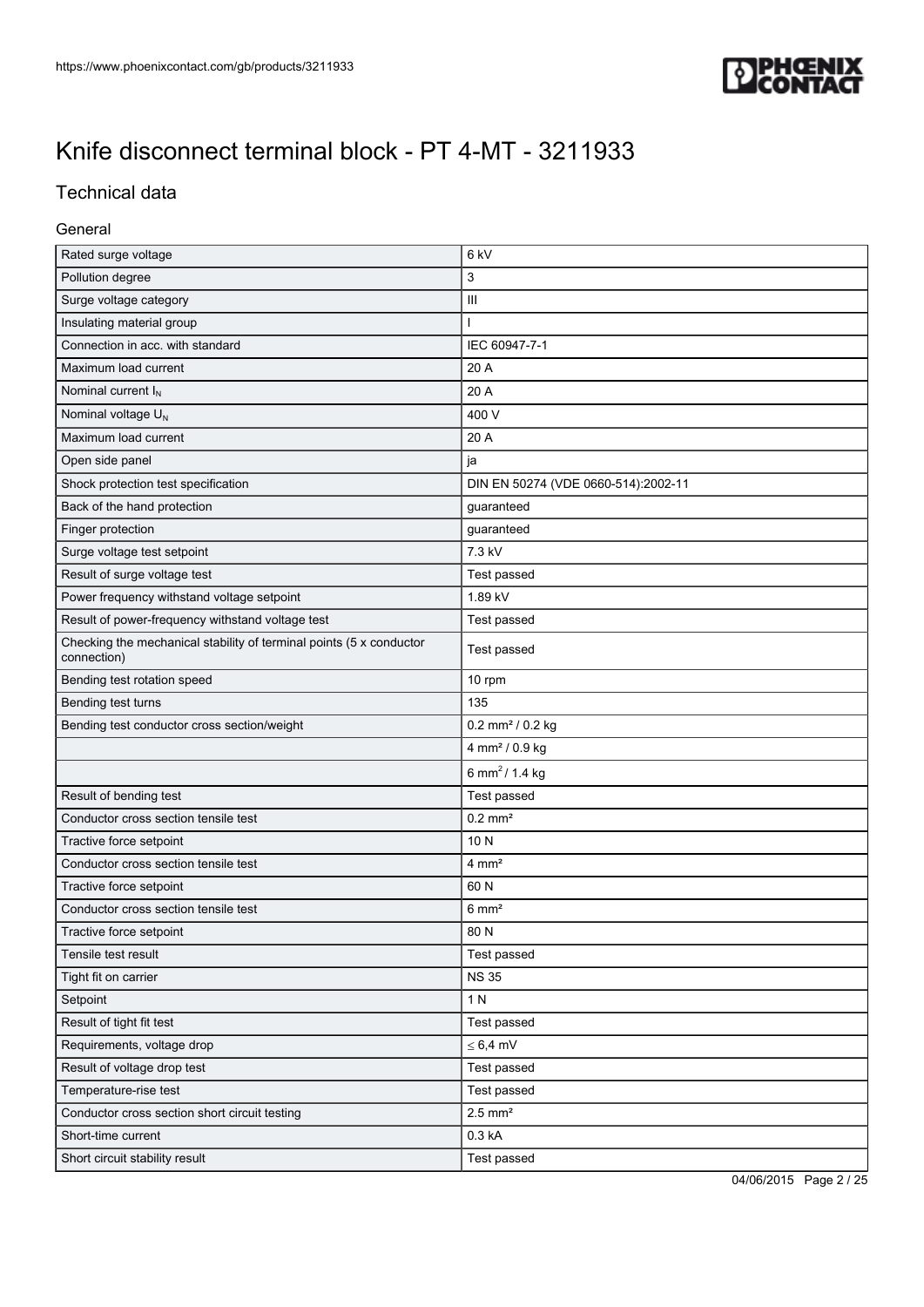# Knife disconnect terminal block - PT 4-MT - 3211933

## Technical data

### General

| | |
|---|---|
| Rated surge voltage | 6 kV |
| Pollution degree | 3 |
| Surge voltage category | III |
| Insulating material group | I |
| Connection in acc. with standard | IEC 60947-7-1 |
| Maximum load current | 20 A |
| Nominal current $I_N$ | 20 A |
| Nominal voltage $U_N$ | 400 V |
| Maximum load current | 20 A |
| Open side panel | ja |
| Shock protection test specification | DIN EN 50274 (VDE 0660-514):2002-11 |
| Back of the hand protection | guaranteed |
| Finger protection | guaranteed |
| Surge voltage test setpoint | 7.3 kV |
| Result of surge voltage test | Test passed |
| Power frequency withstand voltage setpoint | 1.89 kV |
| Result of power-frequency withstand voltage test | Test passed |
| Checking the mechanical stability of terminal points (5 x conductor connection) | Test passed |
| Bending test rotation speed | 10 rpm |
| Bending test turns | 135 |
| Bending test conductor cross section/weight | 0.2 mm² / 0.2 kg |
| | 4 mm² / 0.9 kg |
| | 6 mm² / 1.4 kg |
| Result of bending test | Test passed |
| Conductor cross section tensile test | 0.2 mm² |
| Tractive force setpoint | 10 N |
| Conductor cross section tensile test | 4 mm² |
| Tractive force setpoint | 60 N |
| Conductor cross section tensile test | 6 mm² |
| Tractive force setpoint | 80 N |
| Tensile test result | Test passed |
| Tight fit on carrier | NS 35 |
| Setpoint | 1 N |
| Result of tight fit test | Test passed |
| Requirements, voltage drop | ≤ 6,4 mV |
| Result of voltage drop test | Test passed |
| Temperature-rise test | Test passed |
| Conductor cross section short circuit testing | 2.5 mm² |
| Short-time current | 0.3 kA |
| Short circuit stability result | Test passed |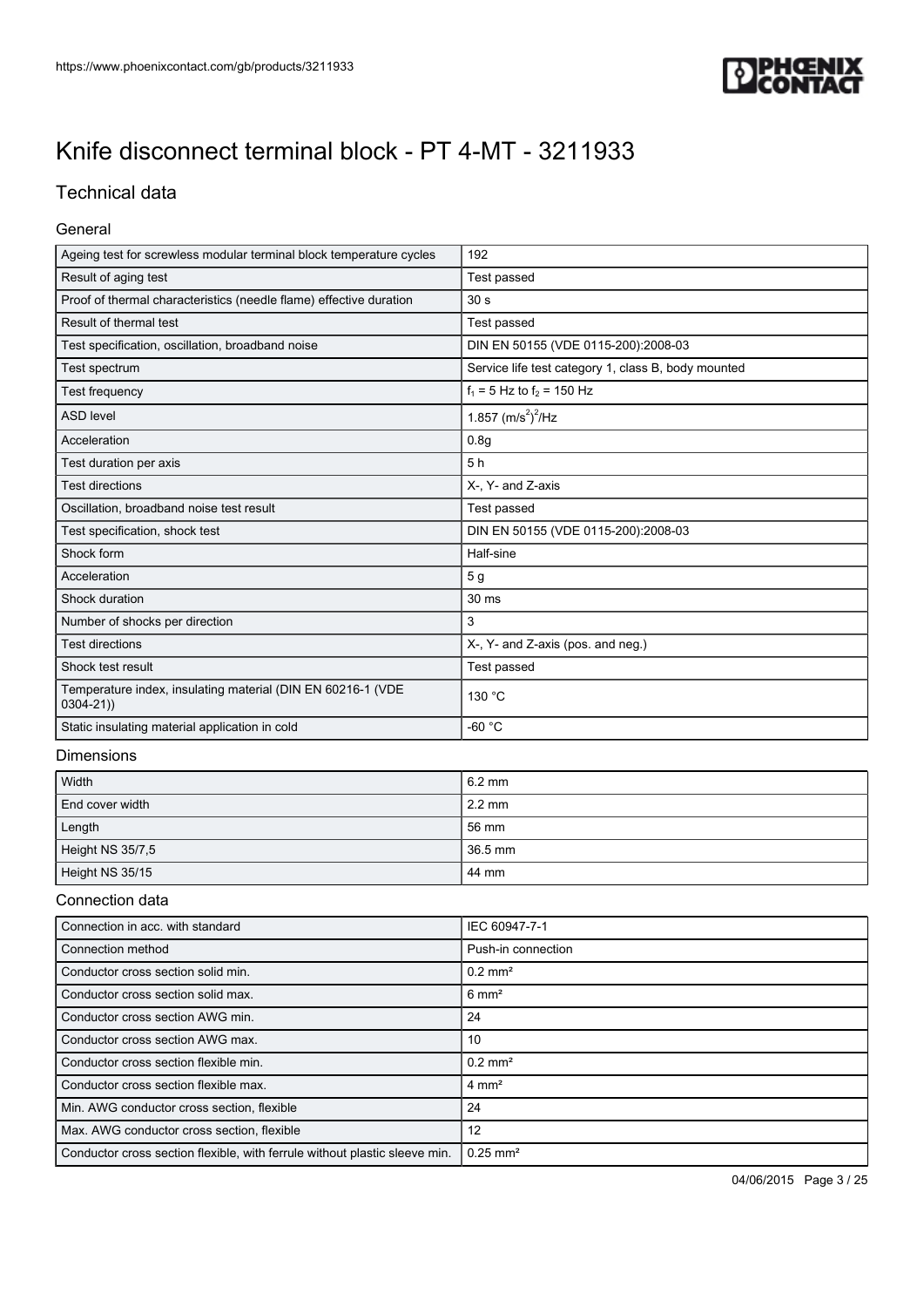# Knife disconnect terminal block - PT 4-MT - 3211933

## Technical data

### General

| | |
|---|---|
| Ageing test for screwless modular terminal block temperature cycles | 192 |
| Result of aging test | Test passed |
| Proof of thermal characteristics (needle flame) effective duration | 30 s |
| Result of thermal test | Test passed |
| Test specification, oscillation, broadband noise | DIN EN 50155 (VDE 0115-200):2008-03 |
| Test spectrum | Service life test category 1, class B, body mounted |
| Test frequency | $f_1$ = 5 Hz to $f_2$ = 150 Hz |
| ASD level | 1.857 $(m/s^2)^2/Hz$ |
| Acceleration | 0.8g |
| Test duration per axis | 5 h |
| Test directions | X-, Y- and Z-axis |
| Oscillation, broadband noise test result | Test passed |
| Test specification, shock test | DIN EN 50155 (VDE 0115-200):2008-03 |
| Shock form | Half-sine |
| Acceleration | 5 g |
| Shock duration | 30 ms |
| Number of shocks per direction | 3 |
| Test directions | X-, Y- and Z-axis (pos. and neg.) |
| Shock test result | Test passed |
| Temperature index, insulating material (DIN EN 60216-1 (VDE 0304-21)) | 130 °C |
| Static insulating material application in cold | -60 °C |

### Dimensions

| | |
|---|---|
| Width | 6.2 mm |
| End cover width | 2.2 mm |
| Length | 56 mm |
| Height NS 35/7,5 | 36.5 mm |
| Height NS 35/15 | 44 mm |

### Connection data

| | |
|---|---|
| Connection in acc. with standard | IEC 60947-7-1 |
| Connection method | Push-in connection |
| Conductor cross section solid min. | 0.2 mm² |
| Conductor cross section solid max. | 6 mm² |
| Conductor cross section AWG min. | 24 |
| Conductor cross section AWG max. | 10 |
| Conductor cross section flexible min. | 0.2 mm² |
| Conductor cross section flexible max. | 4 mm² |
| Min. AWG conductor cross section, flexible | 24 |
| Max. AWG conductor cross section, flexible | 12 |
| Conductor cross section flexible, with ferrule without plastic sleeve min. | 0.25 mm² |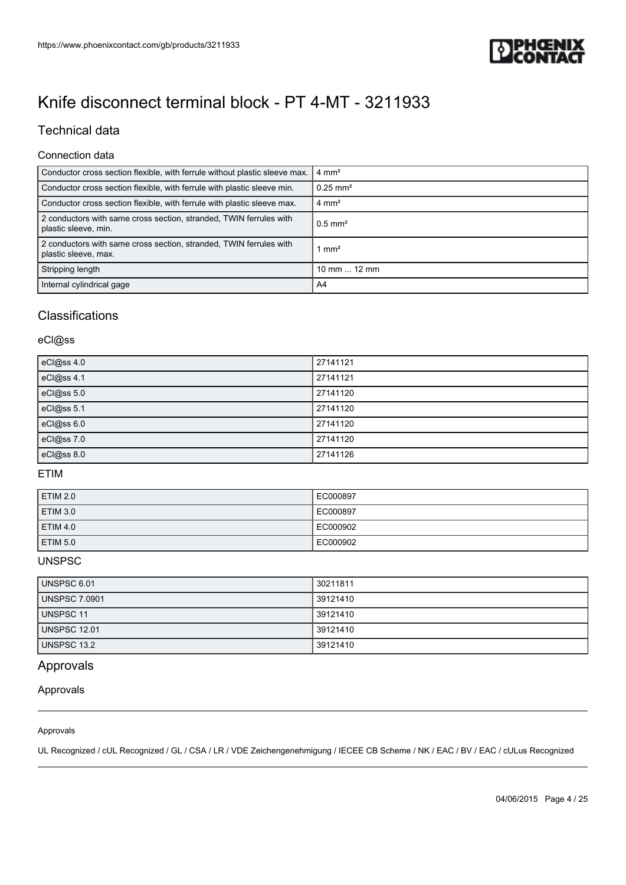# Knife disconnect terminal block - PT 4-MT - 3211933

## Technical data

### Connection data

| | |
|---|---|
| Conductor cross section flexible, with ferrule without plastic sleeve max. | 4 mm² |
| Conductor cross section flexible, with ferrule with plastic sleeve min. | 0.25 mm² |
| Conductor cross section flexible, with ferrule with plastic sleeve max. | 4 mm² |
| 2 conductors with same cross section, stranded, TWIN ferrules with plastic sleeve, min. | 0.5 mm² |
| 2 conductors with same cross section, stranded, TWIN ferrules with plastic sleeve, max. | 1 mm² |
| Stripping length | 10 mm ... 12 mm |
| Internal cylindrical gage | A4 |

## Classifications

### eCl@ss

| | |
|---|---|
| eCl@ss 4.0 | 27141121 |
| eCl@ss 4.1 | 27141121 |
| eCl@ss 5.0 | 27141120 |
| eCl@ss 5.1 | 27141120 |
| eCl@ss 6.0 | 27141120 |
| eCl@ss 7.0 | 27141120 |
| eCl@ss 8.0 | 27141126 |

### ETIM

| | |
|---|---|
| ETIM 2.0 | EC000897 |
| ETIM 3.0 | EC000897 |
| ETIM 4.0 | EC000902 |
| ETIM 5.0 | EC000902 |

### UNSPSC

| | |
|---|---|
| UNSPSC 6.01 | 30211811 |
| UNSPSC 7.0901 | 39121410 |
| UNSPSC 11 | 39121410 |
| UNSPSC 12.01 | 39121410 |
| UNSPSC 13.2 | 39121410 |

## Approvals

### Approvals

Approvals

UL Recognized / cUL Recognized / GL / CSA / LR / VDE Zeichengenehmigung / IECEE CB Scheme / NK / EAC / BV / EAC / cULus Recognized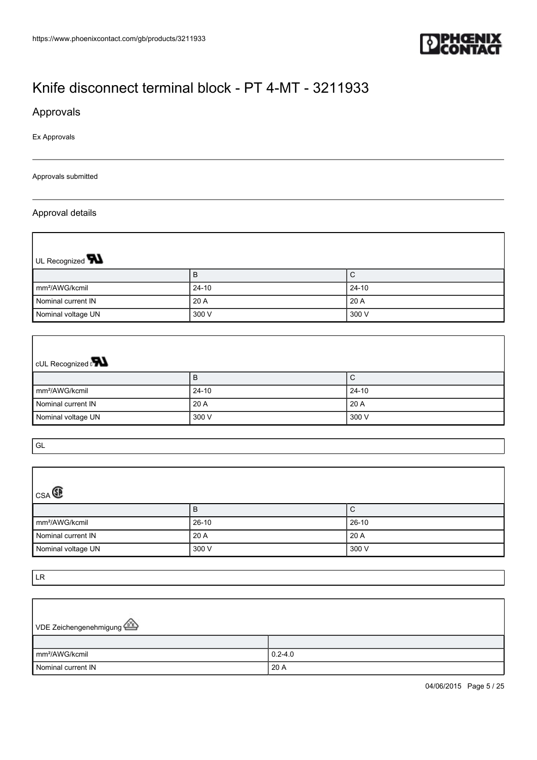# Knife disconnect terminal block - PT 4-MT - 3211933

## Approvals

Ex Approvals

Approvals submitted

### Approval details

UL Recognized

| | B | C |
|---|---|---|
| mm²/AWG/kcmil | 24-10 | 24-10 |
| Nominal current IN | 20 A | 20 A |
| Nominal voltage UN | 300 V | 300 V |

cUL Recognized

| | B | C |
|---|---|---|
| mm²/AWG/kcmil | 24-10 | 24-10 |
| Nominal current IN | 20 A | 20 A |
| Nominal voltage UN | 300 V | 300 V |

GL

CSA

| | B | C |
|---|---|---|
| mm²/AWG/kcmil | 26-10 | 26-10 |
| Nominal current IN | 20 A | 20 A |
| Nominal voltage UN | 300 V | 300 V |

LR

VDE Zeichengenehmigung

| | |
|---|---|
| mm²/AWG/kcmil | 0.2-4.0 |
| Nominal current IN | 20 A |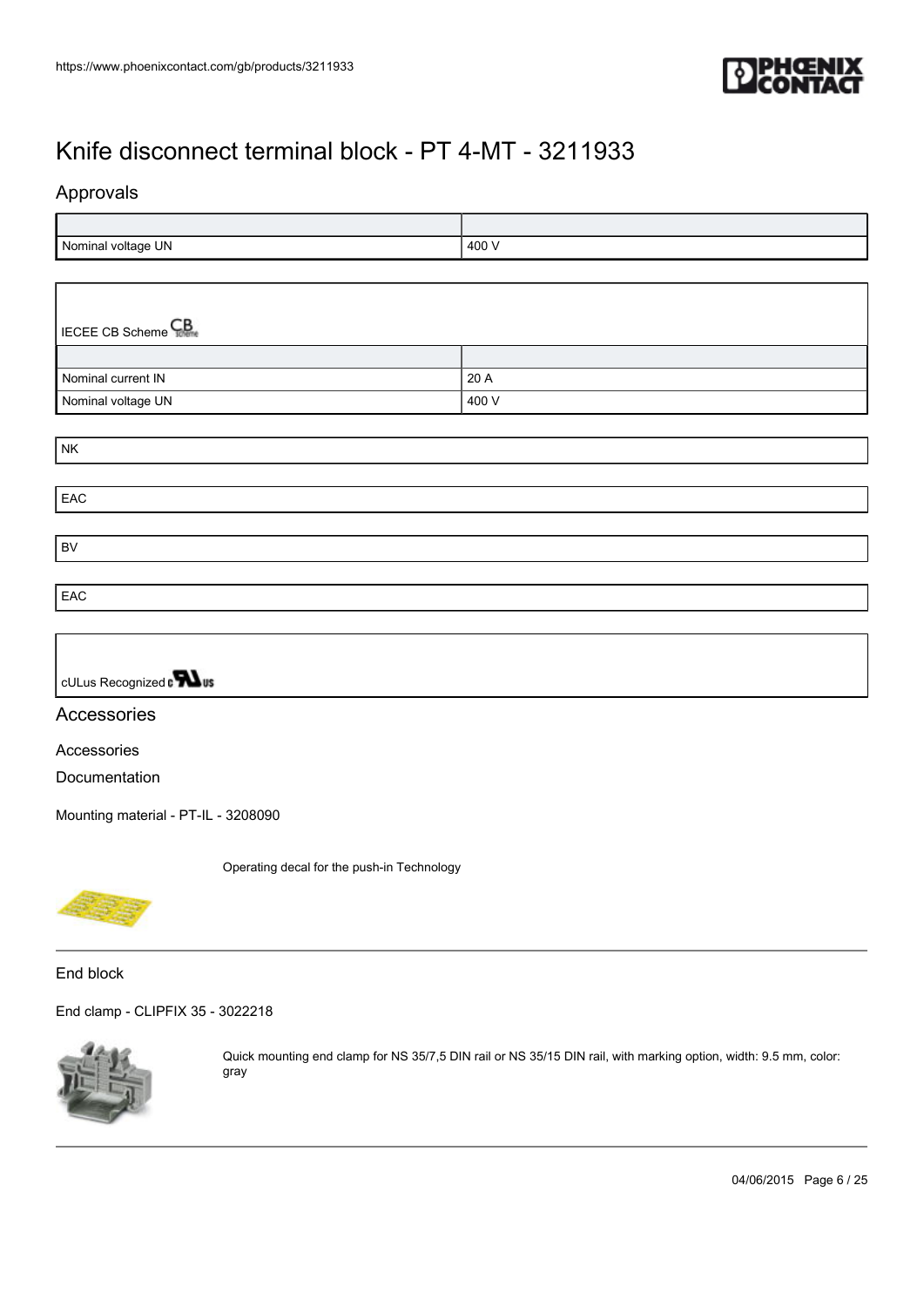# Knife disconnect terminal block - PT 4-MT - 3211933

## Approvals

| | |
|---|---|
| Nominal voltage UN | 400 V |

IECEE CB Scheme

| | |
|---|---|
| Nominal current IN | 20 A |
| Nominal voltage UN | 400 V |

NK

EAC

BV

EAC

cULus Recognized

## Accessories

Accessories

Documentation

Mounting material - PT-IL - 3208090

Operating decal for the push-in Technology

End block

End clamp - CLIPFIX 35 - 3022218

Quick mounting end clamp for NS 35/7,5 DIN rail or NS 35/15 DIN rail, with marking option, width: 9.5 mm, color: gray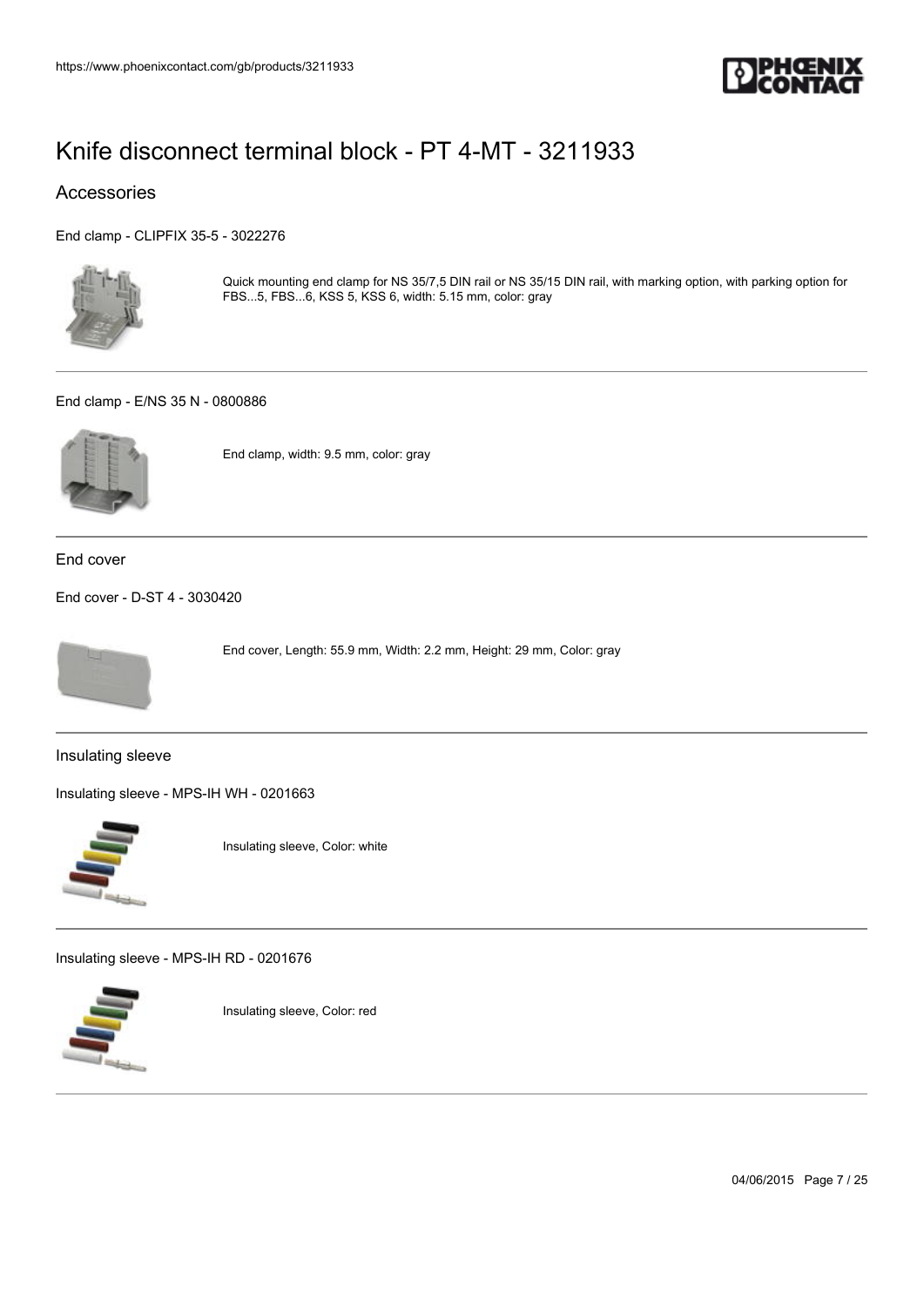# Knife disconnect terminal block - PT 4-MT - 3211933

## Accessories

End clamp - CLIPFIX 35-5 - 3022276

Quick mounting end clamp for NS 35/7,5 DIN rail or NS 35/15 DIN rail, with marking option, with parking option for FBS...5, FBS...6, KSS 5, KSS 6, width: 5.15 mm, color: gray

End clamp - E/NS 35 N - 0800886

End clamp, width: 9.5 mm, color: gray

### End cover

End cover - D-ST 4 - 3030420

End cover, Length: 55.9 mm, Width: 2.2 mm, Height: 29 mm, Color: gray

### Insulating sleeve

Insulating sleeve - MPS-IH WH - 0201663

Insulating sleeve, Color: white

Insulating sleeve - MPS-IH RD - 0201676

Insulating sleeve, Color: red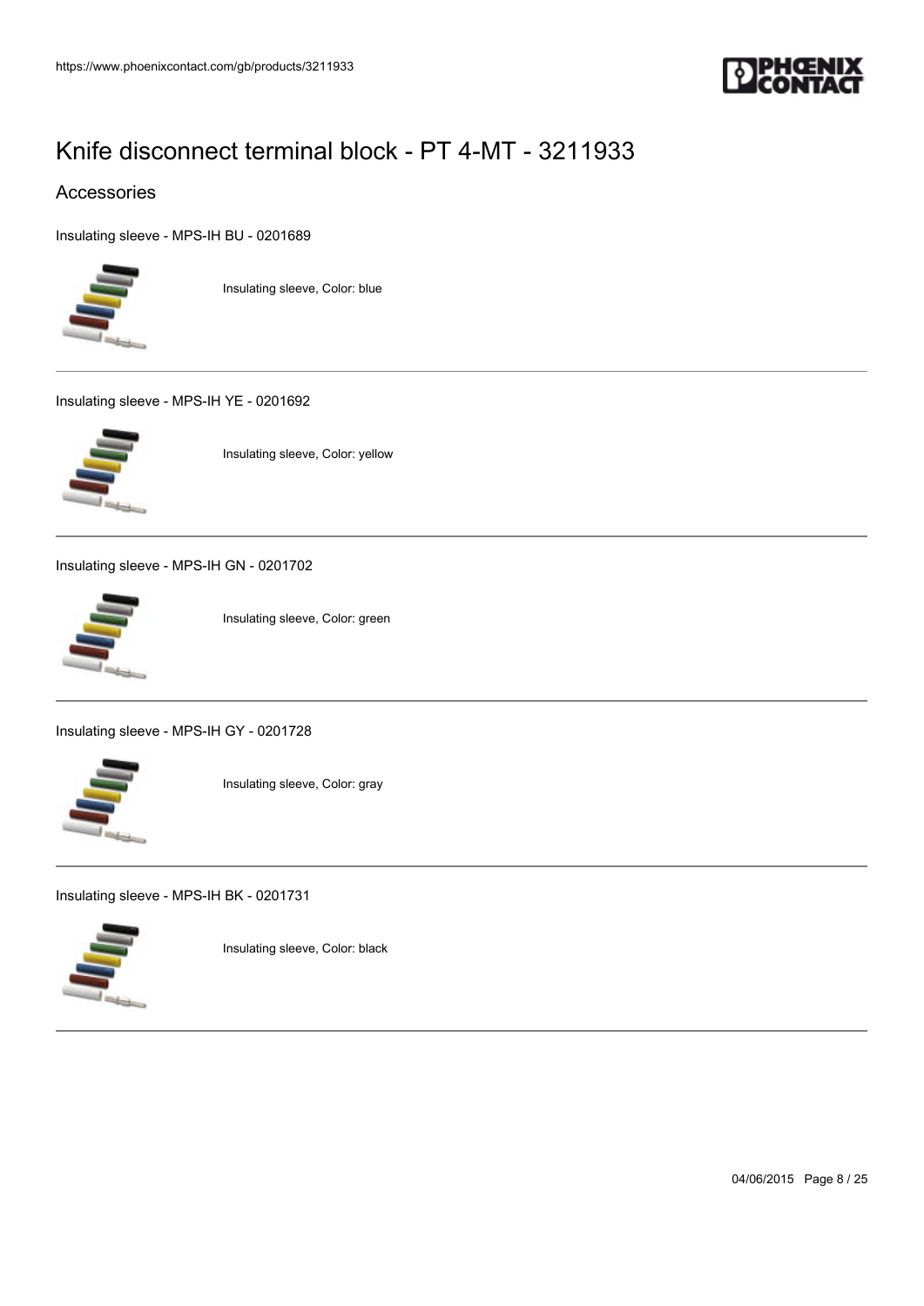# Knife disconnect terminal block - PT 4-MT - 3211933

## Accessories

Insulating sleeve - MPS-IH BU - 0201689

Insulating sleeve, Color: blue

---

Insulating sleeve - MPS-IH YE - 0201692

Insulating sleeve, Color: yellow

---

Insulating sleeve - MPS-IH GN - 0201702

Insulating sleeve, Color: green

---

Insulating sleeve - MPS-IH GY - 0201728

Insulating sleeve, Color: gray

---

Insulating sleeve - MPS-IH BK - 0201731

Insulating sleeve, Color: black

---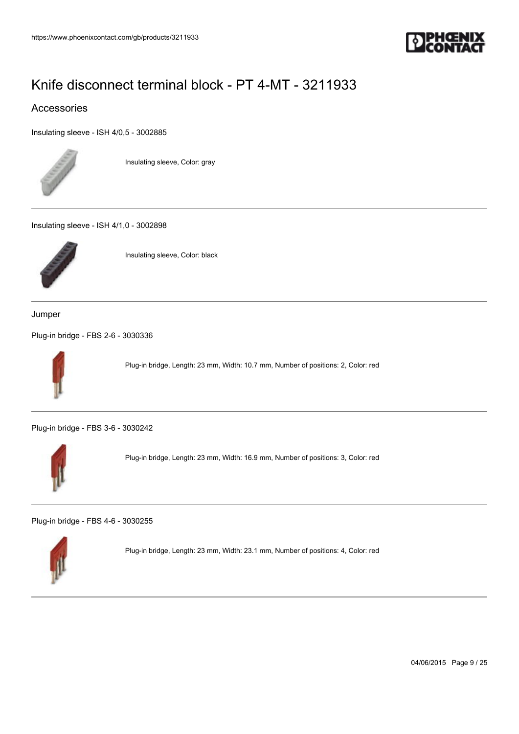# Knife disconnect terminal block - PT 4-MT - 3211933

## Accessories

Insulating sleeve - ISH 4/0,5 - 3002885

Insulating sleeve, Color: gray

---

Insulating sleeve - ISH 4/1,0 - 3002898

Insulating sleeve, Color: black

---

### Jumper

Plug-in bridge - FBS 2-6 - 3030336

Plug-in bridge, Length: 23 mm, Width: 10.7 mm, Number of positions: 2, Color: red

---

Plug-in bridge - FBS 3-6 - 3030242

Plug-in bridge, Length: 23 mm, Width: 16.9 mm, Number of positions: 3, Color: red

---

Plug-in bridge - FBS 4-6 - 3030255

Plug-in bridge, Length: 23 mm, Width: 23.1 mm, Number of positions: 4, Color: red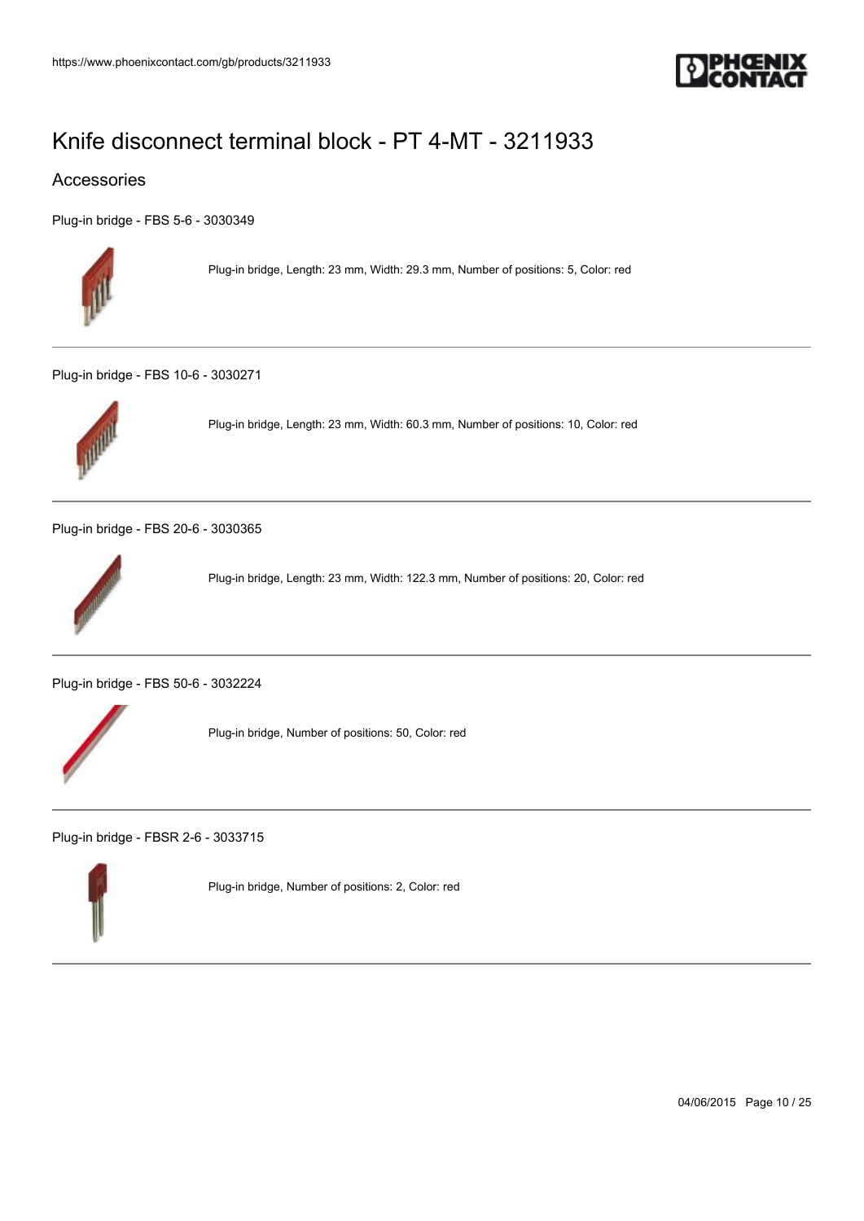# Knife disconnect terminal block - PT 4-MT - 3211933

## Accessories

Plug-in bridge - FBS 5-6 - 3030349

Plug-in bridge, Length: 23 mm, Width: 29.3 mm, Number of positions: 5, Color: red

---

Plug-in bridge - FBS 10-6 - 3030271

Plug-in bridge, Length: 23 mm, Width: 60.3 mm, Number of positions: 10, Color: red

---

Plug-in bridge - FBS 20-6 - 3030365

Plug-in bridge, Length: 23 mm, Width: 122.3 mm, Number of positions: 20, Color: red

---

Plug-in bridge - FBS 50-6 - 3032224

Plug-in bridge, Number of positions: 50, Color: red

---

Plug-in bridge - FBSR 2-6 - 3033715

Plug-in bridge, Number of positions: 2, Color: red

---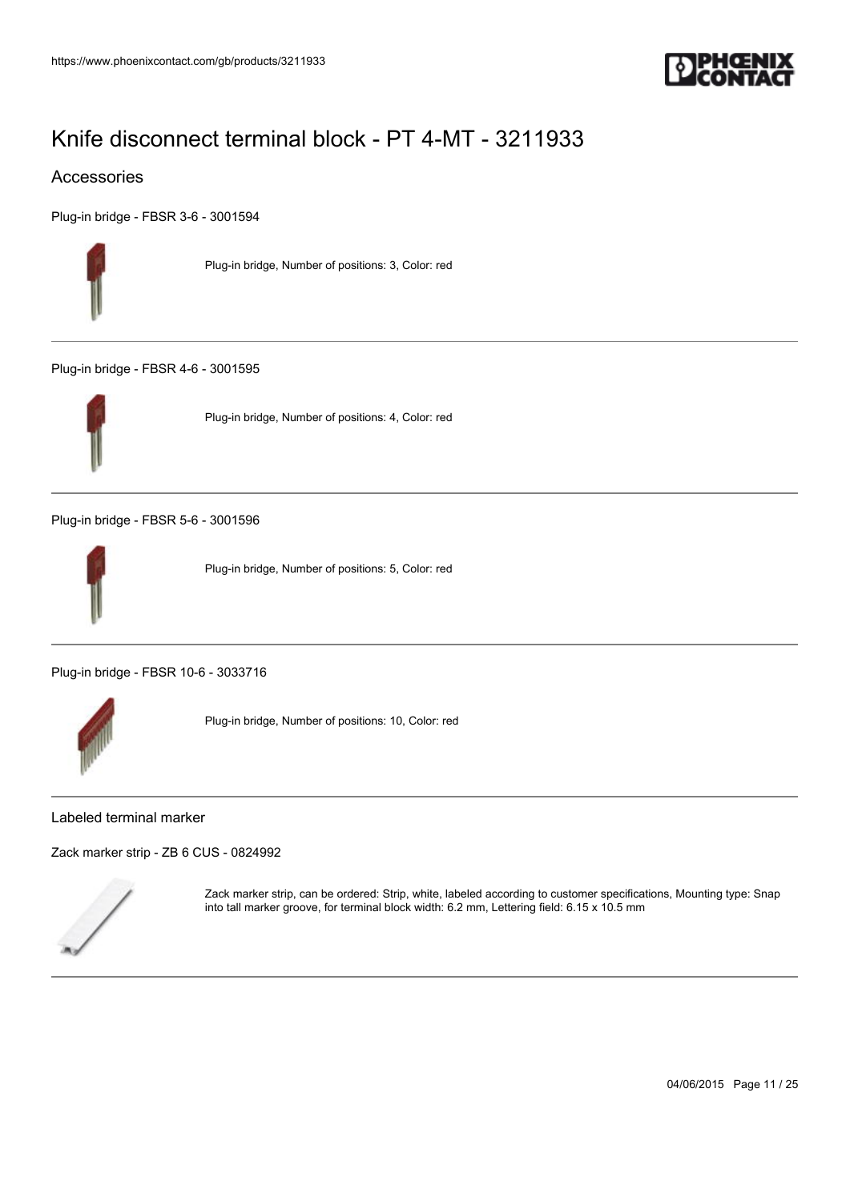# Knife disconnect terminal block - PT 4-MT - 3211933

## Accessories

Plug-in bridge - FBSR 3-6 - 3001594

Plug-in bridge, Number of positions: 3, Color: red

---

Plug-in bridge - FBSR 4-6 - 3001595

Plug-in bridge, Number of positions: 4, Color: red

---

Plug-in bridge - FBSR 5-6 - 3001596

Plug-in bridge, Number of positions: 5, Color: red

---

Plug-in bridge - FBSR 10-6 - 3033716

Plug-in bridge, Number of positions: 10, Color: red

---

### Labeled terminal marker

Zack marker strip - ZB 6 CUS - 0824992

Zack marker strip, can be ordered: Strip, white, labeled according to customer specifications, Mounting type: Snap into tall marker groove, for terminal block width: 6.2 mm, Lettering field: 6.15 x 10.5 mm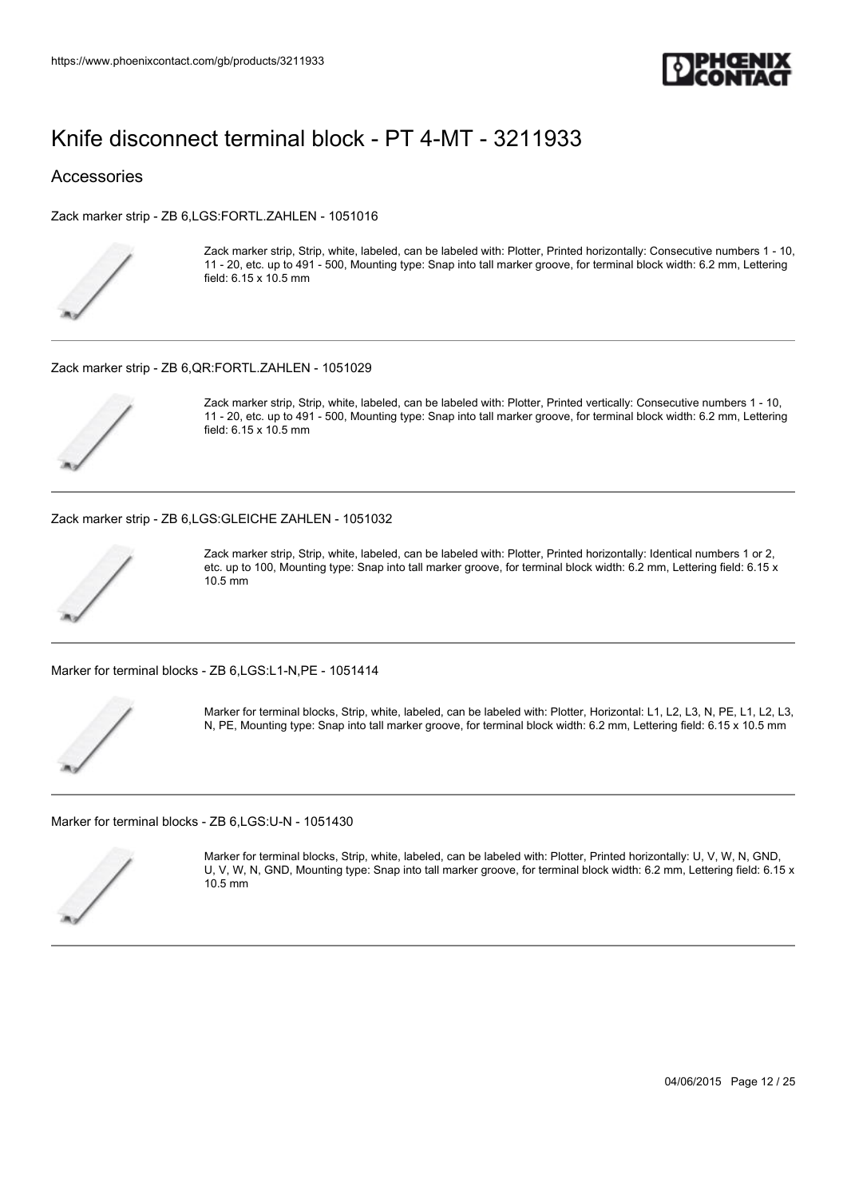# Knife disconnect terminal block - PT 4-MT - 3211933

## Accessories

Zack marker strip - ZB 6,LGS:FORTL.ZAHLEN - 1051016

Zack marker strip, Strip, white, labeled, can be labeled with: Plotter, Printed horizontally: Consecutive numbers 1 - 10, 11 - 20, etc. up to 491 - 500, Mounting type: Snap into tall marker groove, for terminal block width: 6.2 mm, Lettering field: 6.15 x 10.5 mm

---

Zack marker strip - ZB 6,QR:FORTL.ZAHLEN - 1051029

Zack marker strip, Strip, white, labeled, can be labeled with: Plotter, Printed vertically: Consecutive numbers 1 - 10, 11 - 20, etc. up to 491 - 500, Mounting type: Snap into tall marker groove, for terminal block width: 6.2 mm, Lettering field: 6.15 x 10.5 mm

---

Zack marker strip - ZB 6,LGS:GLEICHE ZAHLEN - 1051032

Zack marker strip, Strip, white, labeled, can be labeled with: Plotter, Printed horizontally: Identical numbers 1 or 2, etc. up to 100, Mounting type: Snap into tall marker groove, for terminal block width: 6.2 mm, Lettering field: 6.15 x 10.5 mm

---

Marker for terminal blocks - ZB 6,LGS:L1-N,PE - 1051414

Marker for terminal blocks, Strip, white, labeled, can be labeled with: Plotter, Horizontal: L1, L2, L3, N, PE, L1, L2, L3, N, PE, Mounting type: Snap into tall marker groove, for terminal block width: 6.2 mm, Lettering field: 6.15 x 10.5 mm

---

Marker for terminal blocks - ZB 6,LGS:U-N - 1051430

Marker for terminal blocks, Strip, white, labeled, can be labeled with: Plotter, Printed horizontally: U, V, W, N, GND, U, V, W, N, GND, Mounting type: Snap into tall marker groove, for terminal block width: 6.2 mm, Lettering field: 6.15 x 10.5 mm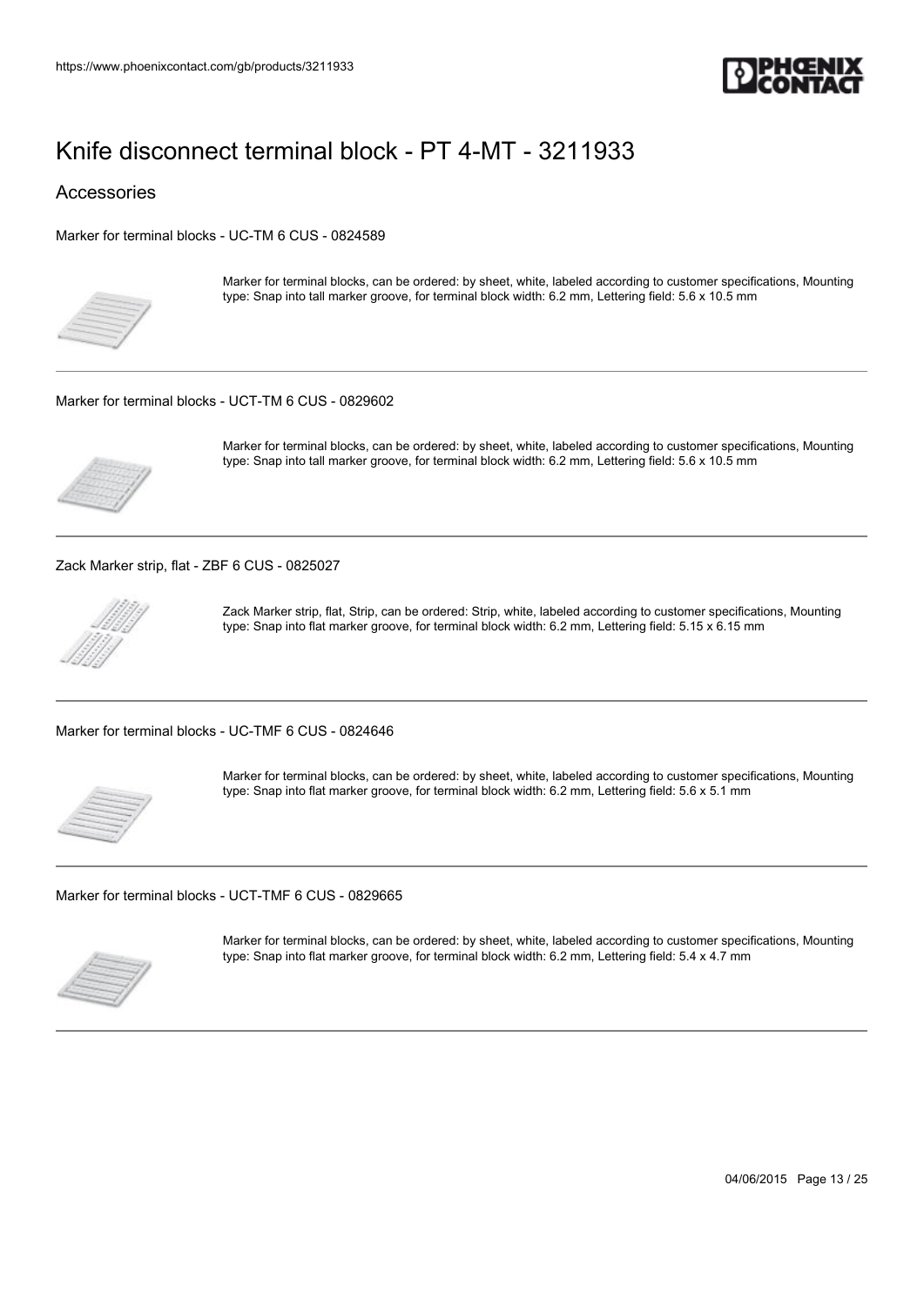# Knife disconnect terminal block - PT 4-MT - 3211933

## Accessories

Marker for terminal blocks - UC-TM 6 CUS - 0824589

Marker for terminal blocks, can be ordered: by sheet, white, labeled according to customer specifications, Mounting type: Snap into tall marker groove, for terminal block width: 6.2 mm, Lettering field: 5.6 x 10.5 mm

---

Marker for terminal blocks - UCT-TM 6 CUS - 0829602

Marker for terminal blocks, can be ordered: by sheet, white, labeled according to customer specifications, Mounting type: Snap into tall marker groove, for terminal block width: 6.2 mm, Lettering field: 5.6 x 10.5 mm

---

Zack Marker strip, flat - ZBF 6 CUS - 0825027

Zack Marker strip, flat, Strip, can be ordered: Strip, white, labeled according to customer specifications, Mounting type: Snap into flat marker groove, for terminal block width: 6.2 mm, Lettering field: 5.15 x 6.15 mm

---

Marker for terminal blocks - UC-TMF 6 CUS - 0824646

Marker for terminal blocks, can be ordered: by sheet, white, labeled according to customer specifications, Mounting type: Snap into flat marker groove, for terminal block width: 6.2 mm, Lettering field: 5.6 x 5.1 mm

---

Marker for terminal blocks - UCT-TMF 6 CUS - 0829665

Marker for terminal blocks, can be ordered: by sheet, white, labeled according to customer specifications, Mounting type: Snap into flat marker groove, for terminal block width: 6.2 mm, Lettering field: 5.4 x 4.7 mm

---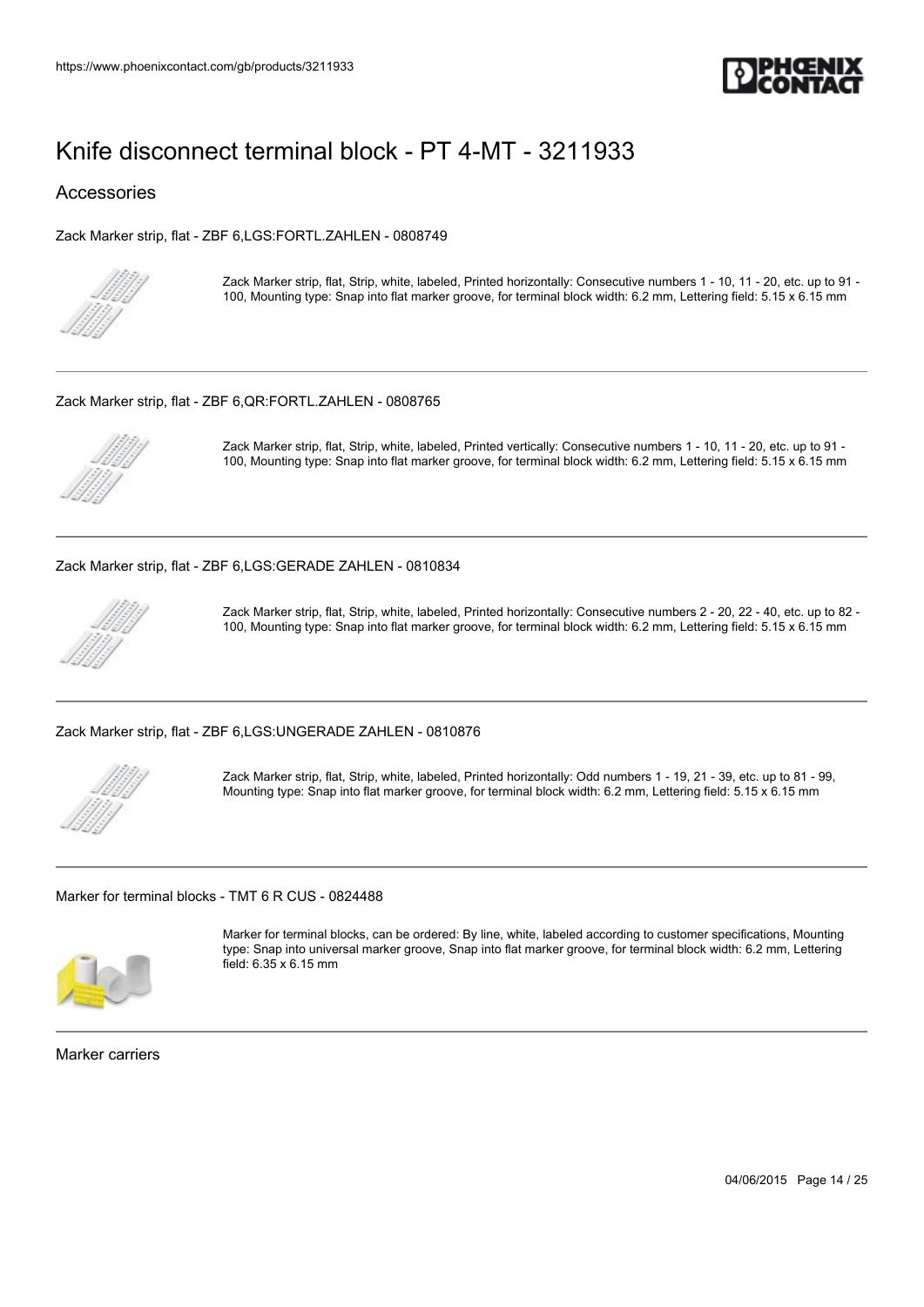# Knife disconnect terminal block - PT 4-MT - 3211933

## Accessories

Zack Marker strip, flat - ZBF 6,LGS:FORTL.ZAHLEN - 0808749

Zack Marker strip, flat, Strip, white, labeled, Printed horizontally: Consecutive numbers 1 - 10, 11 - 20, etc. up to 91 - 100, Mounting type: Snap into flat marker groove, for terminal block width: 6.2 mm, Lettering field: 5.15 x 6.15 mm

---

Zack Marker strip, flat - ZBF 6,QR:FORTL.ZAHLEN - 0808765

Zack Marker strip, flat, Strip, white, labeled, Printed vertically: Consecutive numbers 1 - 10, 11 - 20, etc. up to 91 - 100, Mounting type: Snap into flat marker groove, for terminal block width: 6.2 mm, Lettering field: 5.15 x 6.15 mm

---

Zack Marker strip, flat - ZBF 6,LGS:GERADE ZAHLEN - 0810834

Zack Marker strip, flat, Strip, white, labeled, Printed horizontally: Consecutive numbers 2 - 20, 22 - 40, etc. up to 82 - 100, Mounting type: Snap into flat marker groove, for terminal block width: 6.2 mm, Lettering field: 5.15 x 6.15 mm

---

Zack Marker strip, flat - ZBF 6,LGS:UNGERADE ZAHLEN - 0810876

Zack Marker strip, flat, Strip, white, labeled, Printed horizontally: Odd numbers 1 - 19, 21 - 39, etc. up to 81 - 99, Mounting type: Snap into flat marker groove, for terminal block width: 6.2 mm, Lettering field: 5.15 x 6.15 mm

---

Marker for terminal blocks - TMT 6 R CUS - 0824488

Marker for terminal blocks, can be ordered: By line, white, labeled according to customer specifications, Mounting type: Snap into universal marker groove, Snap into flat marker groove, for terminal block width: 6.2 mm, Lettering field: 6.35 x 6.15 mm

---

Marker carriers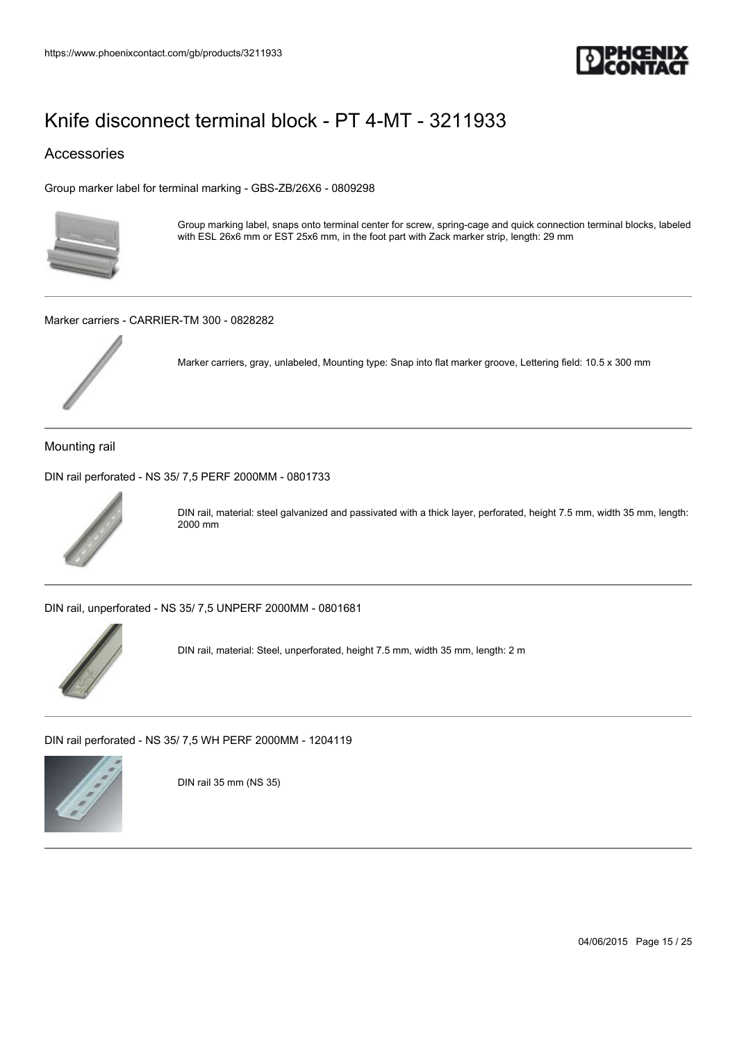# Knife disconnect terminal block - PT 4-MT - 3211933

## Accessories

Group marker label for terminal marking - GBS-ZB/26X6 - 0809298

Group marking label, snaps onto terminal center for screw, spring-cage and quick connection terminal blocks, labeled with ESL 26x6 mm or EST 25x6 mm, in the foot part with Zack marker strip, length: 29 mm

Marker carriers - CARRIER-TM 300 - 0828282

Marker carriers, gray, unlabeled, Mounting type: Snap into flat marker groove, Lettering field: 10.5 x 300 mm

### Mounting rail

DIN rail perforated - NS 35/ 7,5 PERF 2000MM - 0801733

DIN rail, material: steel galvanized and passivated with a thick layer, perforated, height 7.5 mm, width 35 mm, length: 2000 mm

DIN rail, unperforated - NS 35/ 7,5 UNPERF 2000MM - 0801681

DIN rail, material: Steel, unperforated, height 7.5 mm, width 35 mm, length: 2 m

DIN rail perforated - NS 35/ 7,5 WH PERF 2000MM - 1204119

DIN rail 35 mm (NS 35)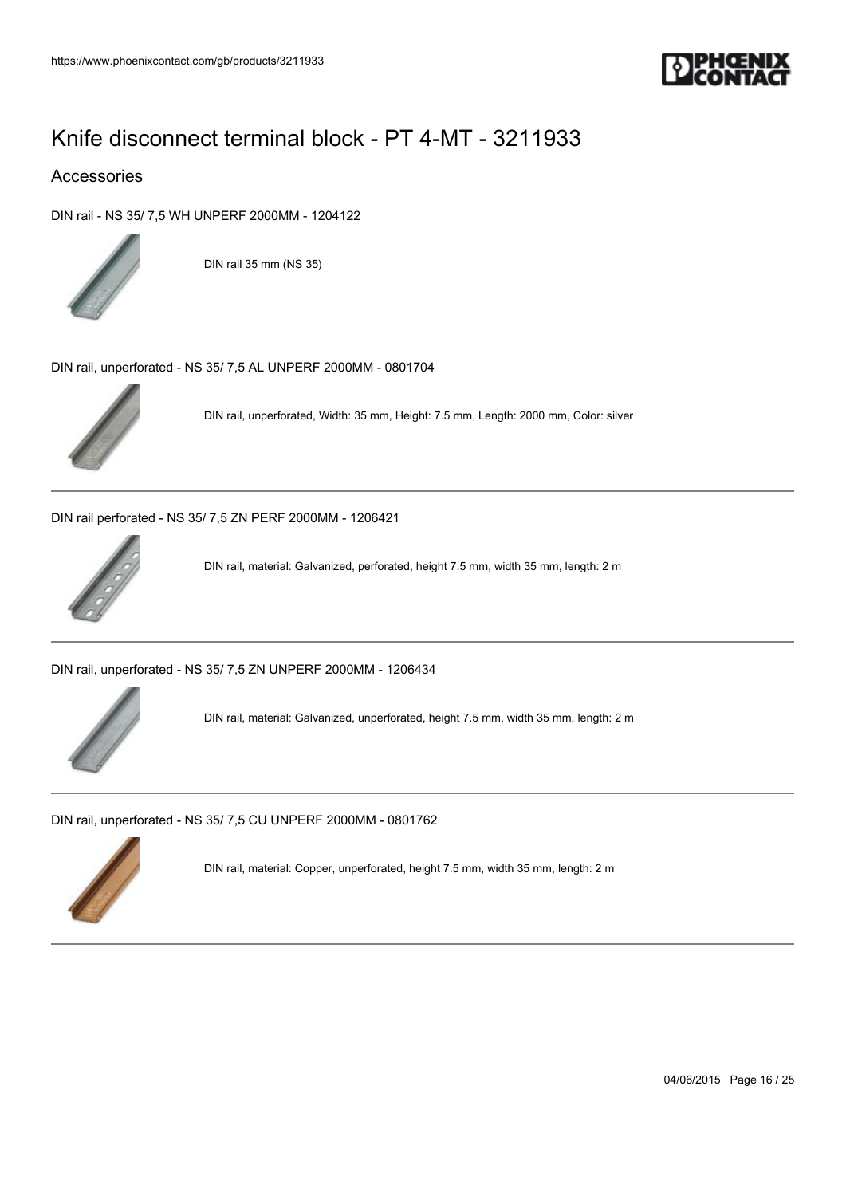# Knife disconnect terminal block - PT 4-MT - 3211933

## Accessories

DIN rail - NS 35/ 7,5 WH UNPERF 2000MM - 1204122

DIN rail 35 mm (NS 35)

---

DIN rail, unperforated - NS 35/ 7,5 AL UNPERF 2000MM - 0801704

DIN rail, unperforated, Width: 35 mm, Height: 7.5 mm, Length: 2000 mm, Color: silver

---

DIN rail perforated - NS 35/ 7,5 ZN PERF 2000MM - 1206421

DIN rail, material: Galvanized, perforated, height 7.5 mm, width 35 mm, length: 2 m

---

DIN rail, unperforated - NS 35/ 7,5 ZN UNPERF 2000MM - 1206434

DIN rail, material: Galvanized, unperforated, height 7.5 mm, width 35 mm, length: 2 m

---

DIN rail, unperforated - NS 35/ 7,5 CU UNPERF 2000MM - 0801762

DIN rail, material: Copper, unperforated, height 7.5 mm, width 35 mm, length: 2 m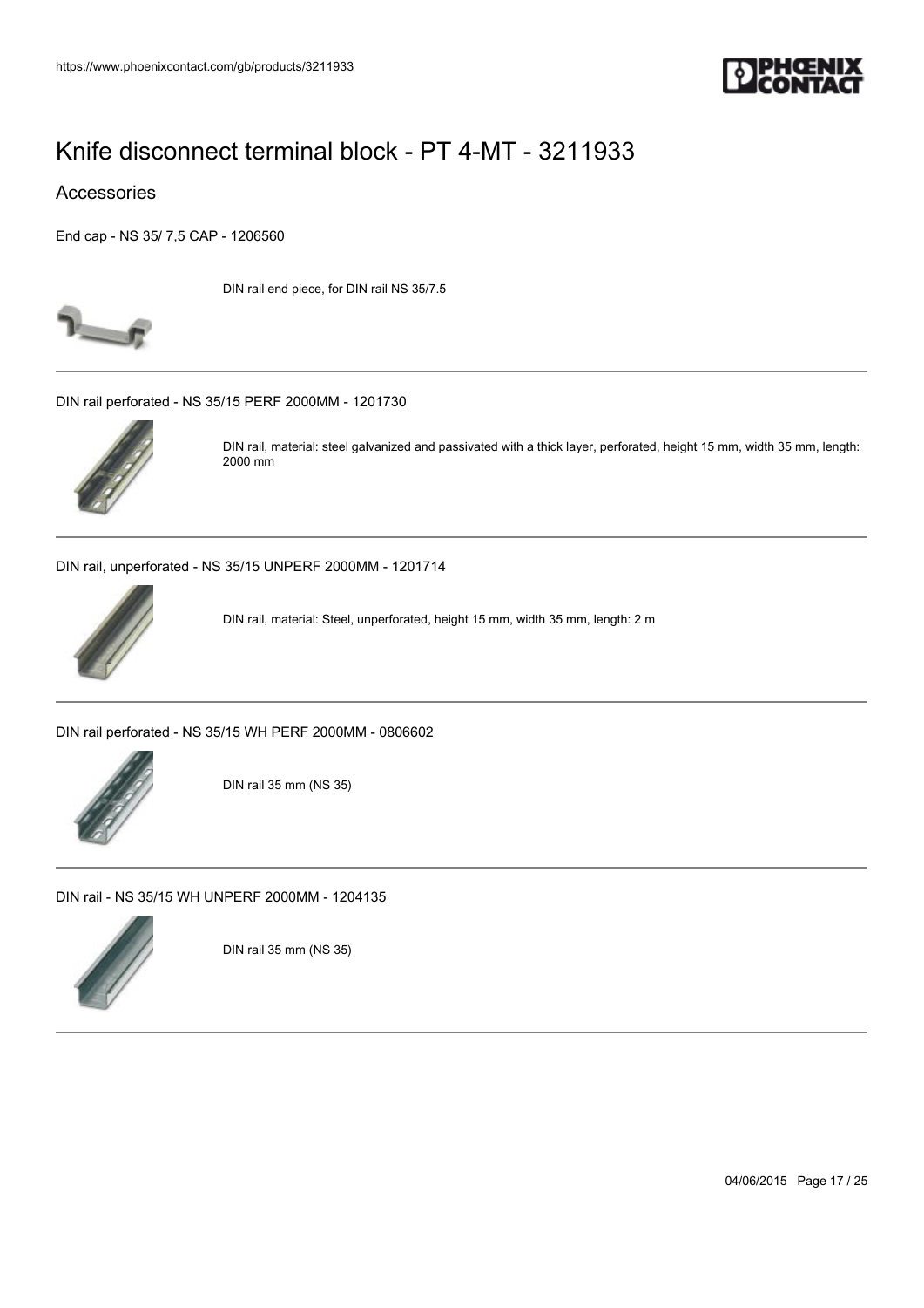# Knife disconnect terminal block - PT 4-MT - 3211933

## Accessories

End cap - NS 35/ 7,5 CAP - 1206560

DIN rail end piece, for DIN rail NS 35/7.5

---

DIN rail perforated - NS 35/15 PERF 2000MM - 1201730

DIN rail, material: steel galvanized and passivated with a thick layer, perforated, height 15 mm, width 35 mm, length: 2000 mm

---

DIN rail, unperforated - NS 35/15 UNPERF 2000MM - 1201714

DIN rail, material: Steel, unperforated, height 15 mm, width 35 mm, length: 2 m

---

DIN rail perforated - NS 35/15 WH PERF 2000MM - 0806602

DIN rail 35 mm (NS 35)

---

DIN rail - NS 35/15 WH UNPERF 2000MM - 1204135

DIN rail 35 mm (NS 35)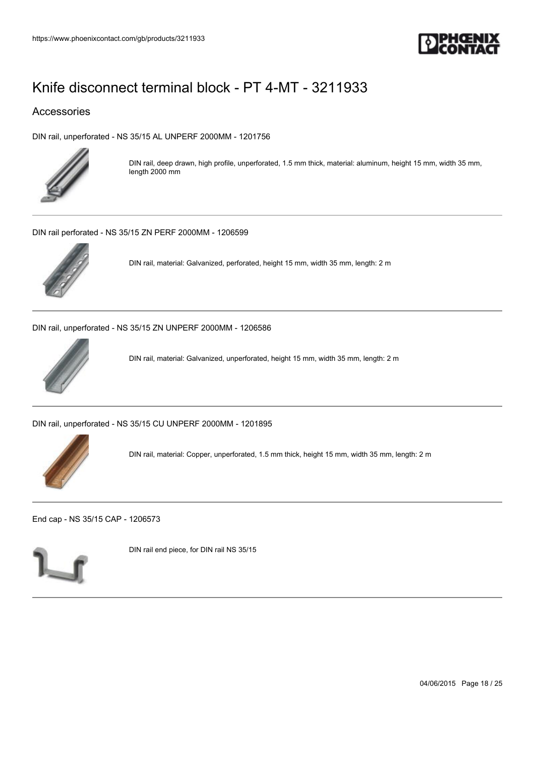# Knife disconnect terminal block - PT 4-MT - 3211933

## Accessories

DIN rail, unperforated - NS 35/15 AL UNPERF 2000MM - 1201756

DIN rail, deep drawn, high profile, unperforated, 1.5 mm thick, material: aluminum, height 15 mm, width 35 mm, length 2000 mm

---

DIN rail perforated - NS 35/15 ZN PERF 2000MM - 1206599

DIN rail, material: Galvanized, perforated, height 15 mm, width 35 mm, length: 2 m

---

DIN rail, unperforated - NS 35/15 ZN UNPERF 2000MM - 1206586

DIN rail, material: Galvanized, unperforated, height 15 mm, width 35 mm, length: 2 m

---

DIN rail, unperforated - NS 35/15 CU UNPERF 2000MM - 1201895

DIN rail, material: Copper, unperforated, 1.5 mm thick, height 15 mm, width 35 mm, length: 2 m

---

End cap - NS 35/15 CAP - 1206573

DIN rail end piece, for DIN rail NS 35/15

---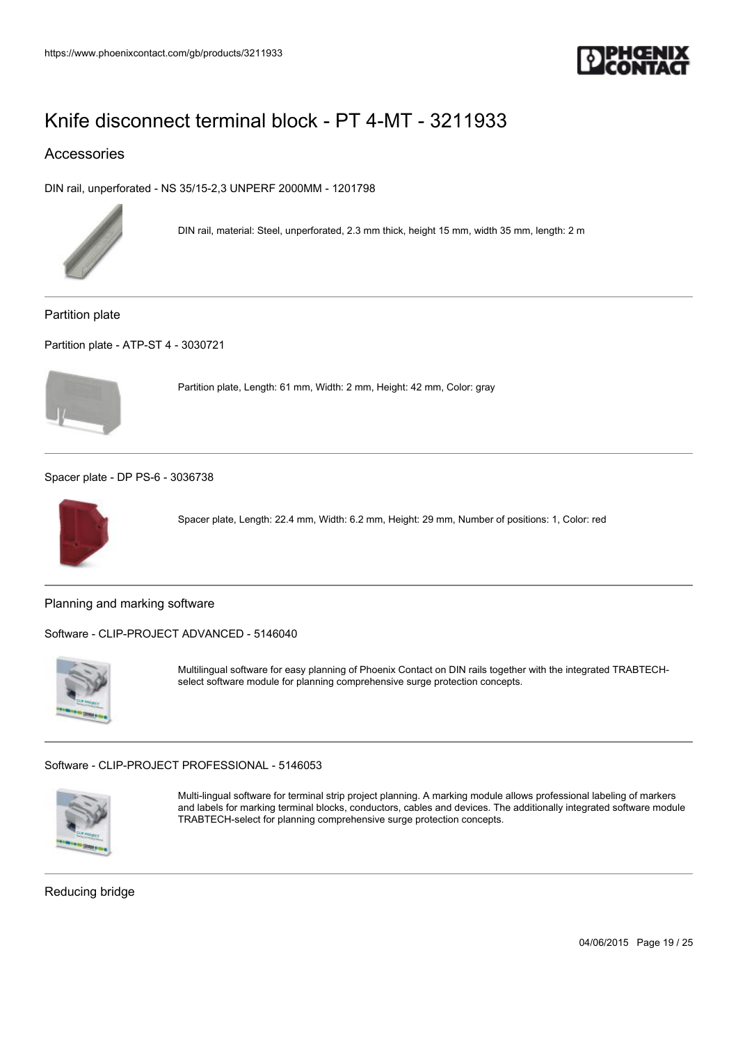# Knife disconnect terminal block - PT 4-MT - 3211933

## Accessories

DIN rail, unperforated - NS 35/15-2,3 UNPERF 2000MM - 1201798

DIN rail, material: Steel, unperforated, 2.3 mm thick, height 15 mm, width 35 mm, length: 2 m

### Partition plate

Partition plate - ATP-ST 4 - 3030721

Partition plate, Length: 61 mm, Width: 2 mm, Height: 42 mm, Color: gray

Spacer plate - DP PS-6 - 3036738

Spacer plate, Length: 22.4 mm, Width: 6.2 mm, Height: 29 mm, Number of positions: 1, Color: red

### Planning and marking software

Software - CLIP-PROJECT ADVANCED - 5146040

Multilingual software for easy planning of Phoenix Contact on DIN rails together with the integrated TRABTECH-select software module for planning comprehensive surge protection concepts.

Software - CLIP-PROJECT PROFESSIONAL - 5146053

Multi-lingual software for terminal strip project planning. A marking module allows professional labeling of markers and labels for marking terminal blocks, conductors, cables and devices. The additionally integrated software module TRABTECH-select for planning comprehensive surge protection concepts.

### Reducing bridge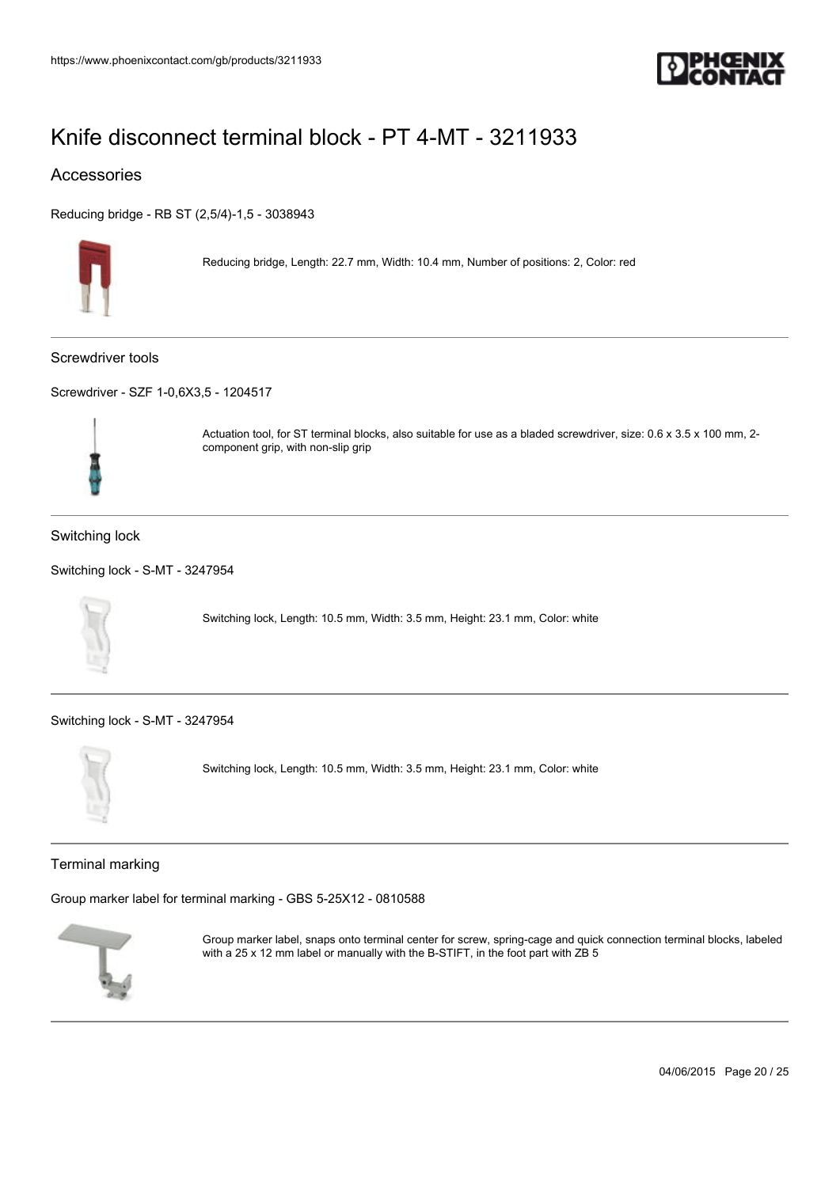# Knife disconnect terminal block - PT 4-MT - 3211933

## Accessories

Reducing bridge - RB ST (2,5/4)-1,5 - 3038943

Reducing bridge, Length: 22.7 mm, Width: 10.4 mm, Number of positions: 2, Color: red

---

### Screwdriver tools

Screwdriver - SZF 1-0,6X3,5 - 1204517

Actuation tool, for ST terminal blocks, also suitable for use as a bladed screwdriver, size: 0.6 x 3.5 x 100 mm, 2-component grip, with non-slip grip

---

### Switching lock

Switching lock - S-MT - 3247954

Switching lock, Length: 10.5 mm, Width: 3.5 mm, Height: 23.1 mm, Color: white

---

Switching lock - S-MT - 3247954

Switching lock, Length: 10.5 mm, Width: 3.5 mm, Height: 23.1 mm, Color: white

---

### Terminal marking

Group marker label for terminal marking - GBS 5-25X12 - 0810588

Group marker label, snaps onto terminal center for screw, spring-cage and quick connection terminal blocks, labeled with a 25 x 12 mm label or manually with the B-STIFT, in the foot part with ZB 5

---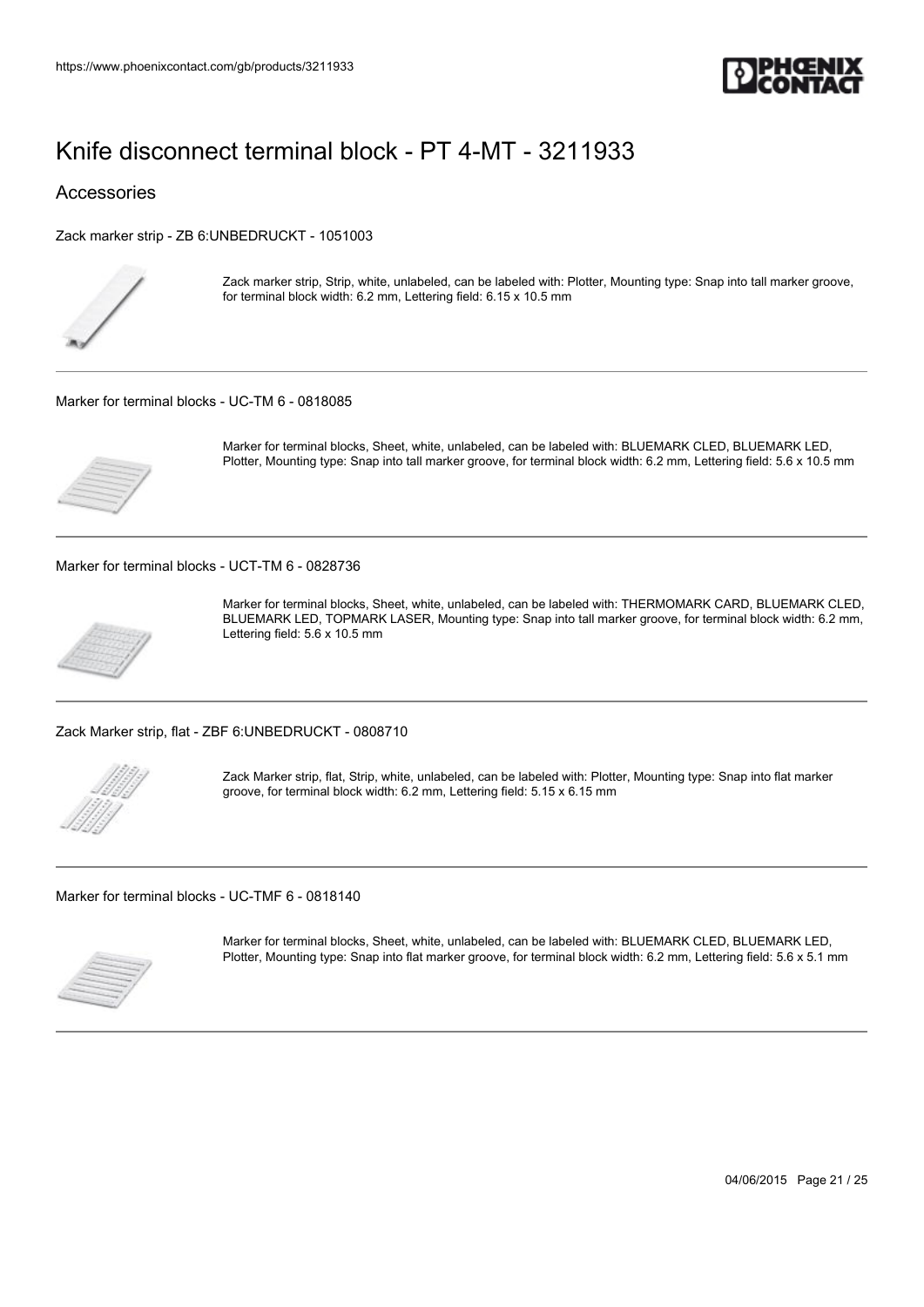# Knife disconnect terminal block - PT 4-MT - 3211933

## Accessories

Zack marker strip - ZB 6:UNBEDRUCKT - 1051003

Zack marker strip, Strip, white, unlabeled, can be labeled with: Plotter, Mounting type: Snap into tall marker groove, for terminal block width: 6.2 mm, Lettering field: 6.15 x 10.5 mm

---

Marker for terminal blocks - UC-TM 6 - 0818085

Marker for terminal blocks, Sheet, white, unlabeled, can be labeled with: BLUEMARK CLED, BLUEMARK LED, Plotter, Mounting type: Snap into tall marker groove, for terminal block width: 6.2 mm, Lettering field: 5.6 x 10.5 mm

---

Marker for terminal blocks - UCT-TM 6 - 0828736

Marker for terminal blocks, Sheet, white, unlabeled, can be labeled with: THERMOMARK CARD, BLUEMARK CLED, BLUEMARK LED, TOPMARK LASER, Mounting type: Snap into tall marker groove, for terminal block width: 6.2 mm, Lettering field: 5.6 x 10.5 mm

---

Zack Marker strip, flat - ZBF 6:UNBEDRUCKT - 0808710

Zack Marker strip, flat, Strip, white, unlabeled, can be labeled with: Plotter, Mounting type: Snap into flat marker groove, for terminal block width: 6.2 mm, Lettering field: 5.15 x 6.15 mm

---

Marker for terminal blocks - UC-TMF 6 - 0818140

Marker for terminal blocks, Sheet, white, unlabeled, can be labeled with: BLUEMARK CLED, BLUEMARK LED, Plotter, Mounting type: Snap into flat marker groove, for terminal block width: 6.2 mm, Lettering field: 5.6 x 5.1 mm

---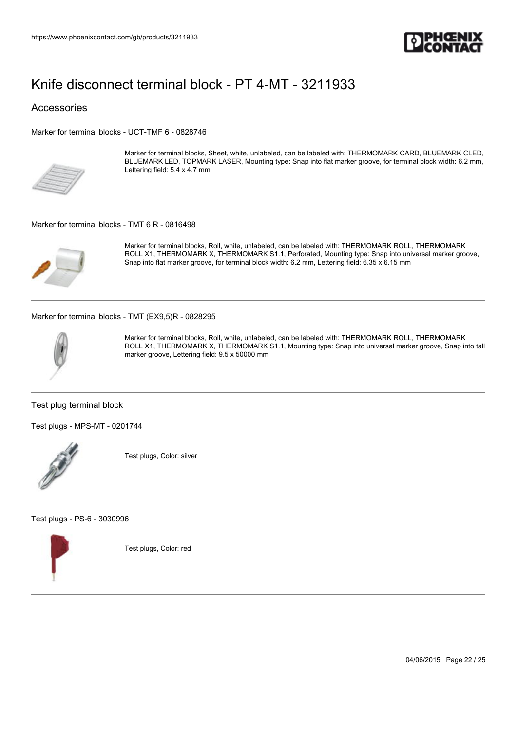# Knife disconnect terminal block - PT 4-MT - 3211933

## Accessories

Marker for terminal blocks - UCT-TMF 6 - 0828746

Marker for terminal blocks, Sheet, white, unlabeled, can be labeled with: THERMOMARK CARD, BLUEMARK CLED, BLUEMARK LED, TOPMARK LASER, Mounting type: Snap into flat marker groove, for terminal block width: 6.2 mm, Lettering field: 5.4 x 4.7 mm

---

Marker for terminal blocks - TMT 6 R - 0816498

Marker for terminal blocks, Roll, white, unlabeled, can be labeled with: THERMOMARK ROLL, THERMOMARK ROLL X1, THERMOMARK X, THERMOMARK S1.1, Perforated, Mounting type: Snap into universal marker groove, Snap into flat marker groove, for terminal block width: 6.2 mm, Lettering field: 6.35 x 6.15 mm

---

Marker for terminal blocks - TMT (EX9,5)R - 0828295

Marker for terminal blocks, Roll, white, unlabeled, can be labeled with: THERMOMARK ROLL, THERMOMARK ROLL X1, THERMOMARK X, THERMOMARK S1.1, Mounting type: Snap into universal marker groove, Snap into tall marker groove, Lettering field: 9.5 x 50000 mm

---

### Test plug terminal block

Test plugs - MPS-MT - 0201744

Test plugs, Color: silver

---

Test plugs - PS-6 - 3030996

Test plugs, Color: red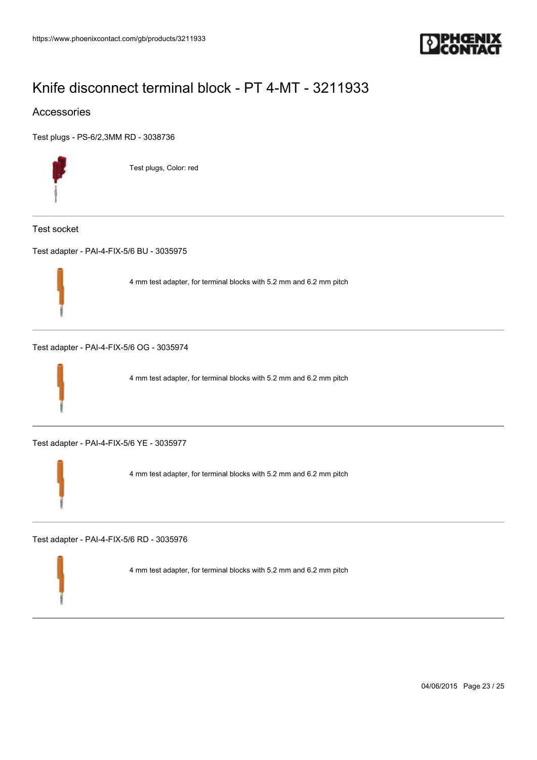# Knife disconnect terminal block - PT 4-MT - 3211933

## Accessories

Test plugs - PS-6/2,3MM RD - 3038736

Test plugs, Color: red

---

Test socket

Test adapter - PAI-4-FIX-5/6 BU - 3035975

4 mm test adapter, for terminal blocks with 5.2 mm and 6.2 mm pitch

---

Test adapter - PAI-4-FIX-5/6 OG - 3035974

4 mm test adapter, for terminal blocks with 5.2 mm and 6.2 mm pitch

---

Test adapter - PAI-4-FIX-5/6 YE - 3035977

4 mm test adapter, for terminal blocks with 5.2 mm and 6.2 mm pitch

---

Test adapter - PAI-4-FIX-5/6 RD - 3035976

4 mm test adapter, for terminal blocks with 5.2 mm and 6.2 mm pitch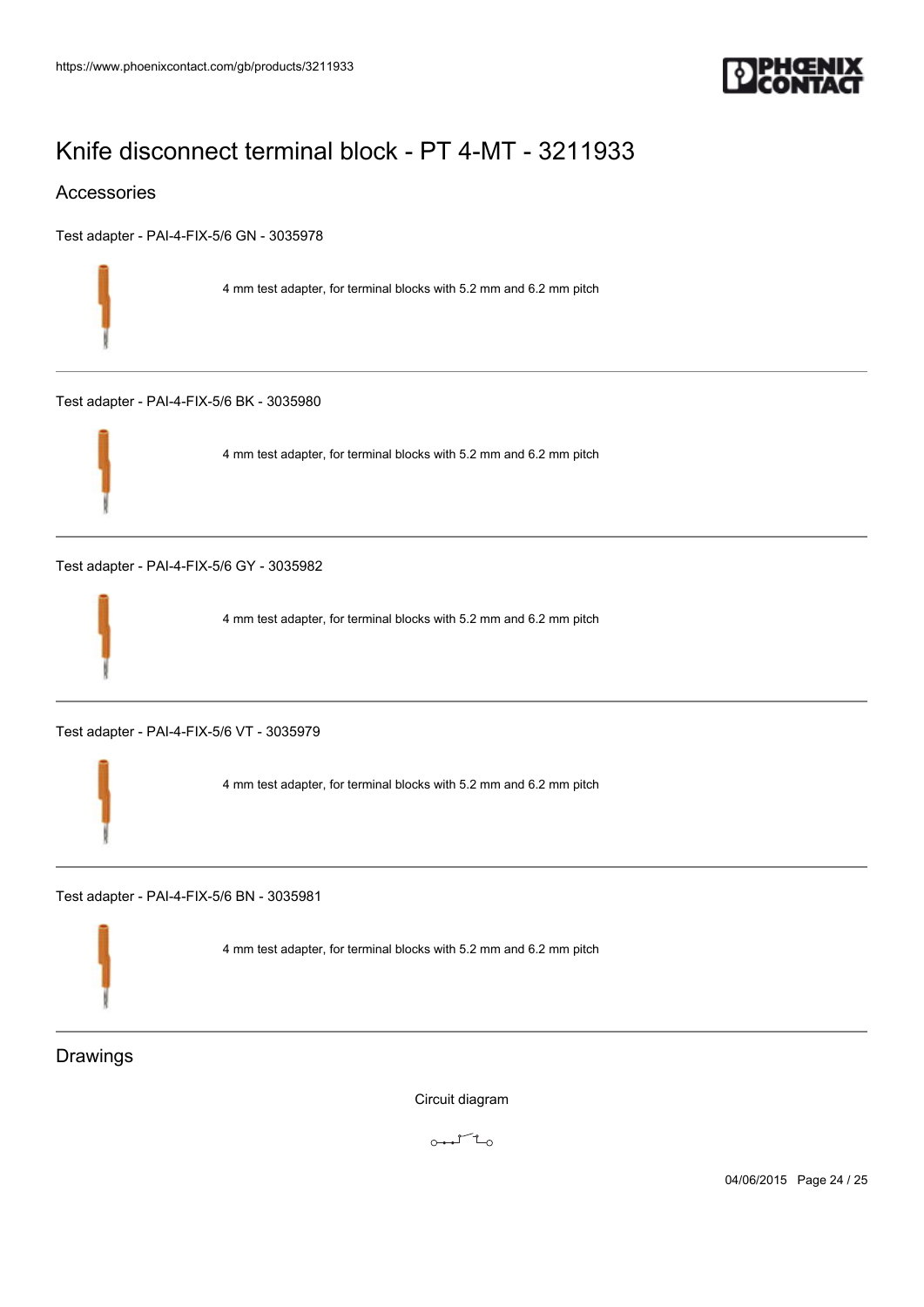# Knife disconnect terminal block - PT 4-MT - 3211933

## Accessories

Test adapter - PAI-4-FIX-5/6 GN - 3035978

4 mm test adapter, for terminal blocks with 5.2 mm and 6.2 mm pitch

---

Test adapter - PAI-4-FIX-5/6 BK - 3035980

4 mm test adapter, for terminal blocks with 5.2 mm and 6.2 mm pitch

---

Test adapter - PAI-4-FIX-5/6 GY - 3035982

4 mm test adapter, for terminal blocks with 5.2 mm and 6.2 mm pitch

---

Test adapter - PAI-4-FIX-5/6 VT - 3035979

4 mm test adapter, for terminal blocks with 5.2 mm and 6.2 mm pitch

---

Test adapter - PAI-4-FIX-5/6 BN - 3035981

4 mm test adapter, for terminal blocks with 5.2 mm and 6.2 mm pitch

---

## Drawings

Circuit diagram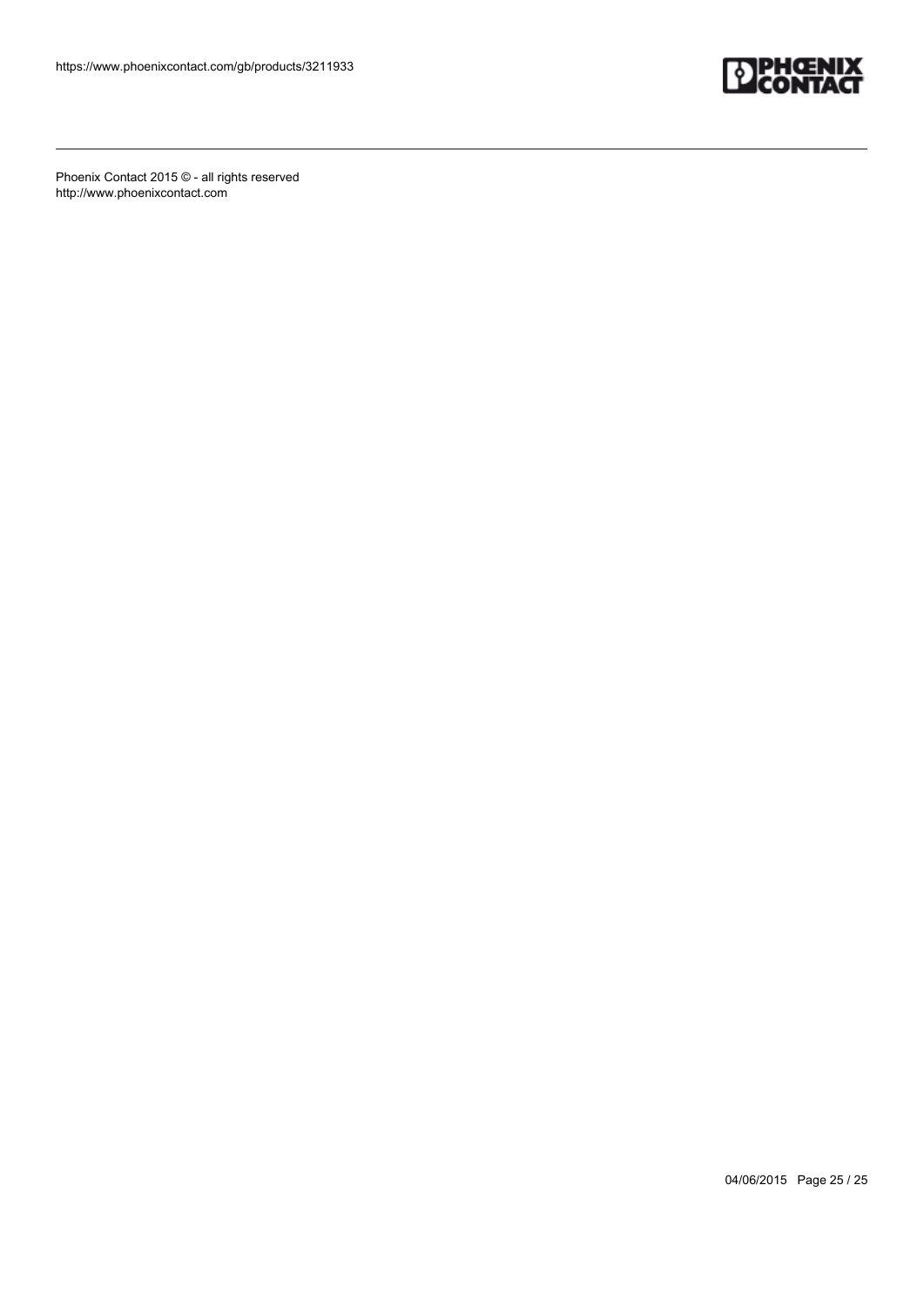Phoenix Contact 2015 © - all rights reserved
http://www.phoenixcontact.com